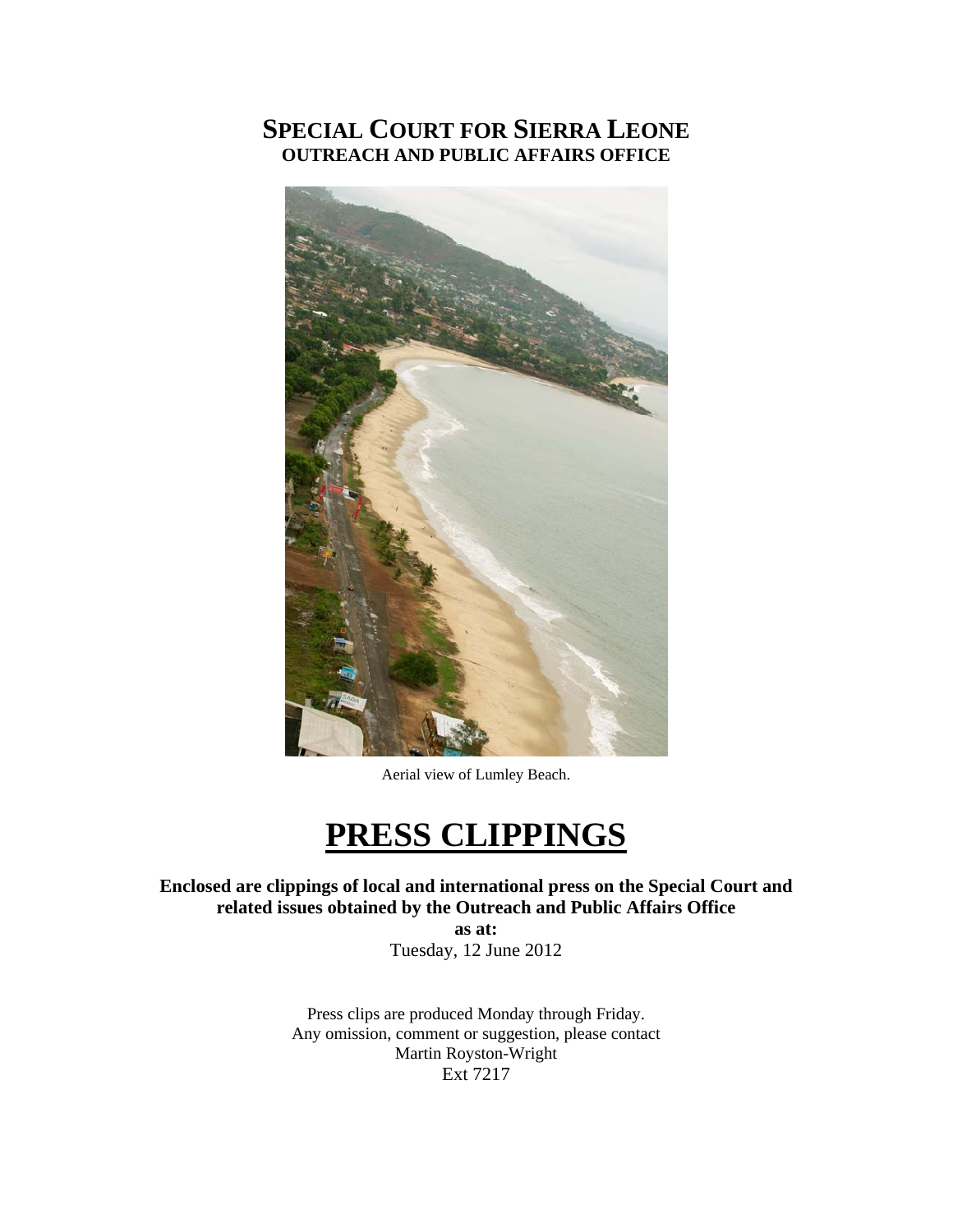# SPECIAL COURT FOR SIERRA LEONE
## OUTREACH AND PUBLIC AFFAIRS OFFICE

Aerial view of Lumley Beach.

# PRESS CLIPPINGS

**Enclosed are clippings of local and international press on the Special Court and related issues obtained by the Outreach and Public Affairs Office**

**as at:**

Tuesday, 12 June 2012

Press clips are produced Monday through Friday.
Any omission, comment or suggestion, please contact
Martin Royston-Wright
Ext 7217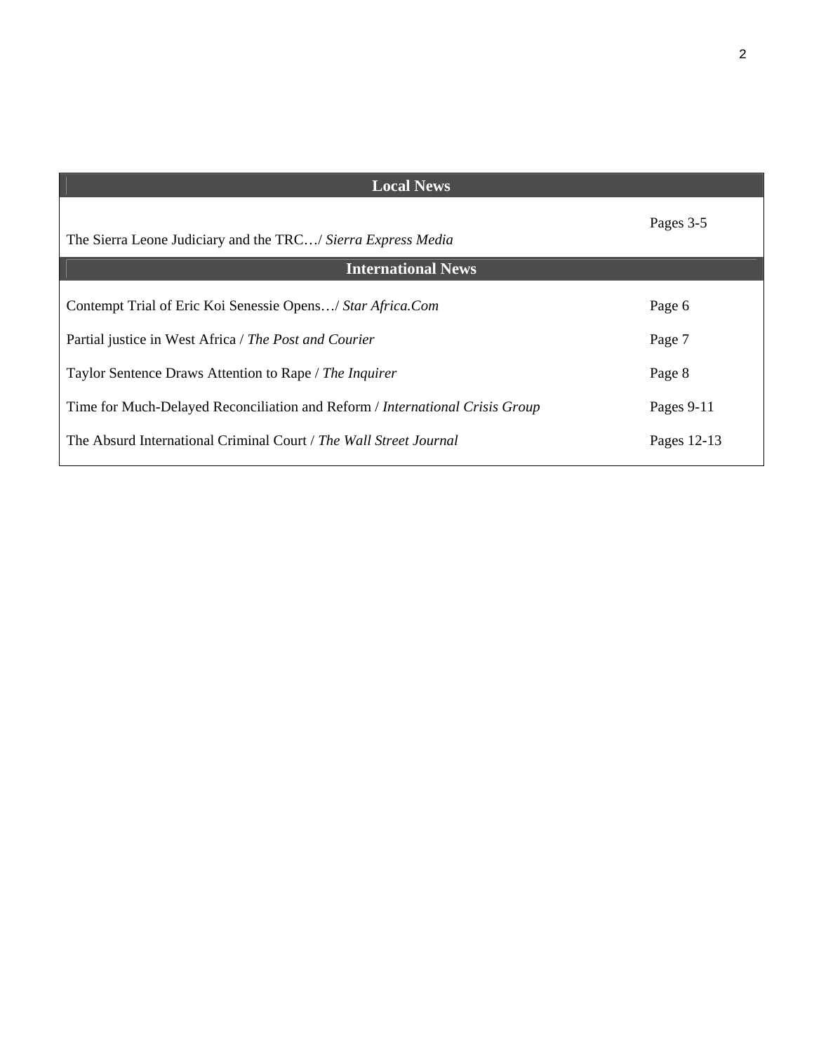| Local News | |
|---|---|
| The Sierra Leone Judiciary and the TRC…/ *Sierra Express Media* | Pages 3-5 |
| **International News** | |
| Contempt Trial of Eric Koi Senessie Opens…/ *Star Africa.Com* | Page 6 |
| Partial justice in West Africa / *The Post and Courier* | Page 7 |
| Taylor Sentence Draws Attention to Rape / *The Inquirer* | Page 8 |
| Time for Much-Delayed Reconciliation and Reform / *International Crisis Group* | Pages 9-11 |
| The Absurd International Criminal Court / *The Wall Street Journal* | Pages 12-13 |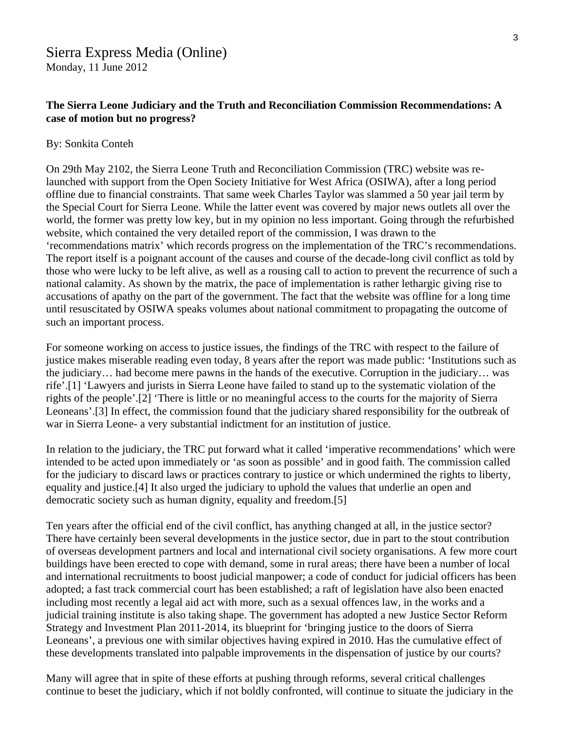Sierra Express Media (Online)
Monday, 11 June 2012

**The Sierra Leone Judiciary and the Truth and Reconciliation Commission Recommendations: A case of motion but no progress?**

By: Sonkita Conteh

On 29th May 2102, the Sierra Leone Truth and Reconciliation Commission (TRC) website was re-launched with support from the Open Society Initiative for West Africa (OSIWA), after a long period offline due to financial constraints. That same week Charles Taylor was slammed a 50 year jail term by the Special Court for Sierra Leone. While the latter event was covered by major news outlets all over the world, the former was pretty low key, but in my opinion no less important. Going through the refurbished website, which contained the very detailed report of the commission, I was drawn to the 'recommendations matrix' which records progress on the implementation of the TRC's recommendations. The report itself is a poignant account of the causes and course of the decade-long civil conflict as told by those who were lucky to be left alive, as well as a rousing call to action to prevent the recurrence of such a national calamity. As shown by the matrix, the pace of implementation is rather lethargic giving rise to accusations of apathy on the part of the government. The fact that the website was offline for a long time until resuscitated by OSIWA speaks volumes about national commitment to propagating the outcome of such an important process.

For someone working on access to justice issues, the findings of the TRC with respect to the failure of justice makes miserable reading even today, 8 years after the report was made public: 'Institutions such as the judiciary… had become mere pawns in the hands of the executive. Corruption in the judiciary… was rife'.[1] 'Lawyers and jurists in Sierra Leone have failed to stand up to the systematic violation of the rights of the people'.[2] 'There is little or no meaningful access to the courts for the majority of Sierra Leoneans'.[3] In effect, the commission found that the judiciary shared responsibility for the outbreak of war in Sierra Leone- a very substantial indictment for an institution of justice.

In relation to the judiciary, the TRC put forward what it called 'imperative recommendations' which were intended to be acted upon immediately or 'as soon as possible' and in good faith. The commission called for the judiciary to discard laws or practices contrary to justice or which undermined the rights to liberty, equality and justice.[4] It also urged the judiciary to uphold the values that underlie an open and democratic society such as human dignity, equality and freedom.[5]

Ten years after the official end of the civil conflict, has anything changed at all, in the justice sector? There have certainly been several developments in the justice sector, due in part to the stout contribution of overseas development partners and local and international civil society organisations. A few more court buildings have been erected to cope with demand, some in rural areas; there have been a number of local and international recruitments to boost judicial manpower; a code of conduct for judicial officers has been adopted; a fast track commercial court has been established; a raft of legislation have also been enacted including most recently a legal aid act with more, such as a sexual offences law, in the works and a judicial training institute is also taking shape. The government has adopted a new Justice Sector Reform Strategy and Investment Plan 2011-2014, its blueprint for 'bringing justice to the doors of Sierra Leoneans', a previous one with similar objectives having expired in 2010. Has the cumulative effect of these developments translated into palpable improvements in the dispensation of justice by our courts?

Many will agree that in spite of these efforts at pushing through reforms, several critical challenges continue to beset the judiciary, which if not boldly confronted, will continue to situate the judiciary in the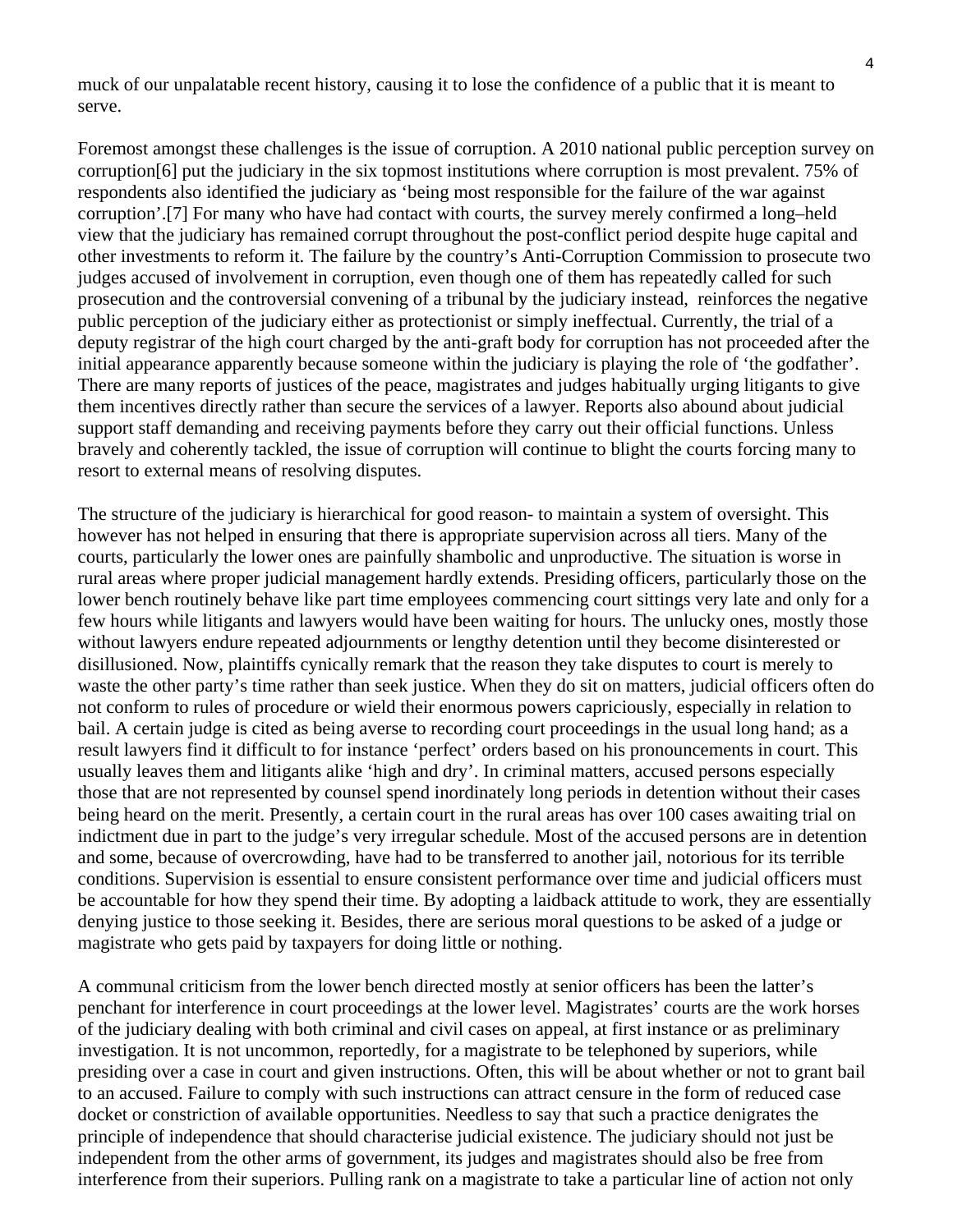muck of our unpalatable recent history, causing it to lose the confidence of a public that it is meant to serve.

Foremost amongst these challenges is the issue of corruption. A 2010 national public perception survey on corruption[6] put the judiciary in the six topmost institutions where corruption is most prevalent. 75% of respondents also identified the judiciary as 'being most responsible for the failure of the war against corruption'.[7] For many who have had contact with courts, the survey merely confirmed a long–held view that the judiciary has remained corrupt throughout the post-conflict period despite huge capital and other investments to reform it. The failure by the country's Anti-Corruption Commission to prosecute two judges accused of involvement in corruption, even though one of them has repeatedly called for such prosecution and the controversial convening of a tribunal by the judiciary instead, reinforces the negative public perception of the judiciary either as protectionist or simply ineffectual. Currently, the trial of a deputy registrar of the high court charged by the anti-graft body for corruption has not proceeded after the initial appearance apparently because someone within the judiciary is playing the role of 'the godfather'. There are many reports of justices of the peace, magistrates and judges habitually urging litigants to give them incentives directly rather than secure the services of a lawyer. Reports also abound about judicial support staff demanding and receiving payments before they carry out their official functions. Unless bravely and coherently tackled, the issue of corruption will continue to blight the courts forcing many to resort to external means of resolving disputes.

The structure of the judiciary is hierarchical for good reason- to maintain a system of oversight. This however has not helped in ensuring that there is appropriate supervision across all tiers. Many of the courts, particularly the lower ones are painfully shambolic and unproductive. The situation is worse in rural areas where proper judicial management hardly extends. Presiding officers, particularly those on the lower bench routinely behave like part time employees commencing court sittings very late and only for a few hours while litigants and lawyers would have been waiting for hours. The unlucky ones, mostly those without lawyers endure repeated adjournments or lengthy detention until they become disinterested or disillusioned. Now, plaintiffs cynically remark that the reason they take disputes to court is merely to waste the other party's time rather than seek justice. When they do sit on matters, judicial officers often do not conform to rules of procedure or wield their enormous powers capriciously, especially in relation to bail. A certain judge is cited as being averse to recording court proceedings in the usual long hand; as a result lawyers find it difficult to for instance 'perfect' orders based on his pronouncements in court. This usually leaves them and litigants alike 'high and dry'. In criminal matters, accused persons especially those that are not represented by counsel spend inordinately long periods in detention without their cases being heard on the merit. Presently, a certain court in the rural areas has over 100 cases awaiting trial on indictment due in part to the judge's very irregular schedule. Most of the accused persons are in detention and some, because of overcrowding, have had to be transferred to another jail, notorious for its terrible conditions. Supervision is essential to ensure consistent performance over time and judicial officers must be accountable for how they spend their time. By adopting a laidback attitude to work, they are essentially denying justice to those seeking it. Besides, there are serious moral questions to be asked of a judge or magistrate who gets paid by taxpayers for doing little or nothing.

A communal criticism from the lower bench directed mostly at senior officers has been the latter's penchant for interference in court proceedings at the lower level. Magistrates' courts are the work horses of the judiciary dealing with both criminal and civil cases on appeal, at first instance or as preliminary investigation. It is not uncommon, reportedly, for a magistrate to be telephoned by superiors, while presiding over a case in court and given instructions. Often, this will be about whether or not to grant bail to an accused. Failure to comply with such instructions can attract censure in the form of reduced case docket or constriction of available opportunities. Needless to say that such a practice denigrates the principle of independence that should characterise judicial existence. The judiciary should not just be independent from the other arms of government, its judges and magistrates should also be free from interference from their superiors. Pulling rank on a magistrate to take a particular line of action not only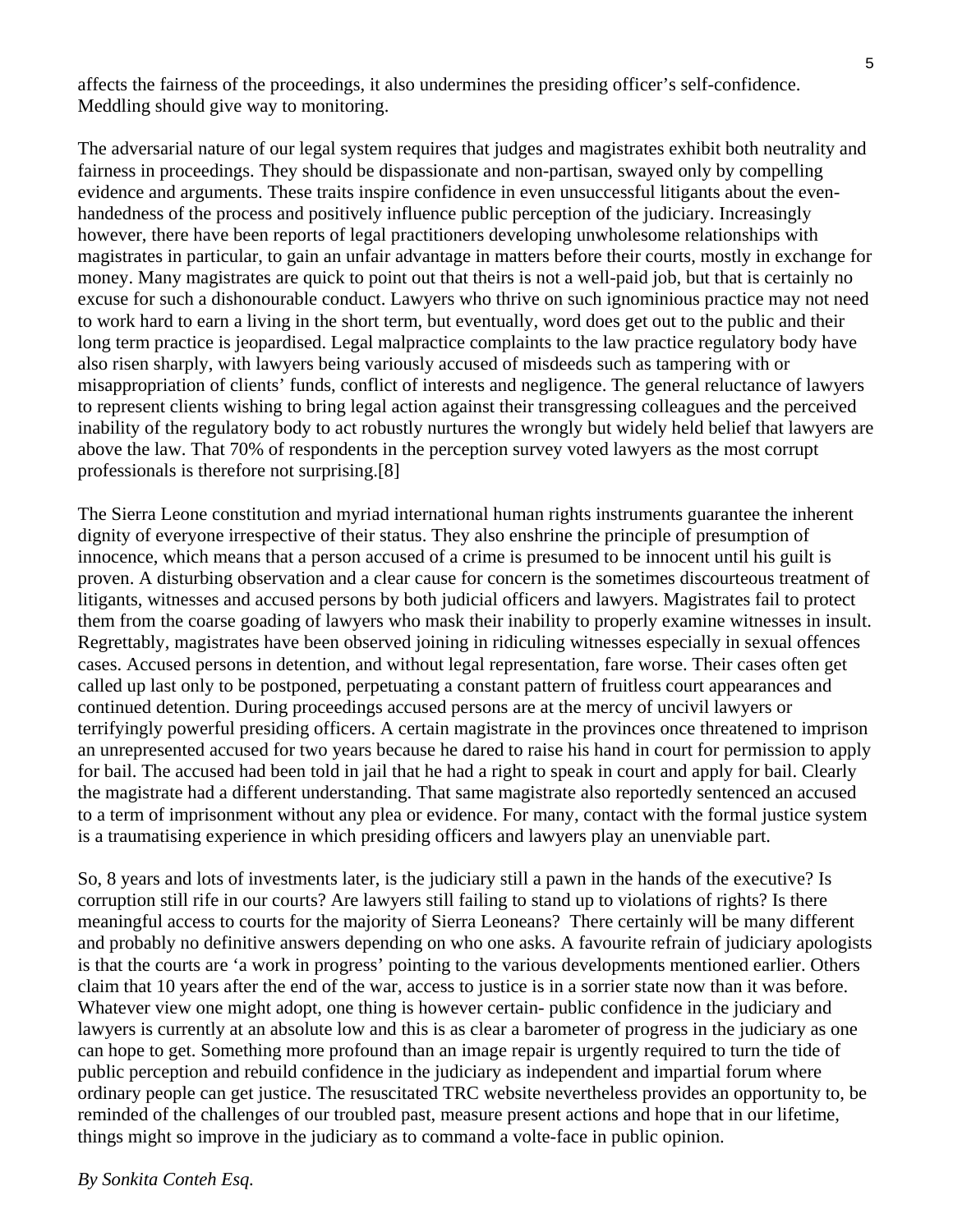affects the fairness of the proceedings, it also undermines the presiding officer's self-confidence. Meddling should give way to monitoring.

The adversarial nature of our legal system requires that judges and magistrates exhibit both neutrality and fairness in proceedings. They should be dispassionate and non-partisan, swayed only by compelling evidence and arguments. These traits inspire confidence in even unsuccessful litigants about the even-handedness of the process and positively influence public perception of the judiciary. Increasingly however, there have been reports of legal practitioners developing unwholesome relationships with magistrates in particular, to gain an unfair advantage in matters before their courts, mostly in exchange for money. Many magistrates are quick to point out that theirs is not a well-paid job, but that is certainly no excuse for such a dishonourable conduct. Lawyers who thrive on such ignominious practice may not need to work hard to earn a living in the short term, but eventually, word does get out to the public and their long term practice is jeopardised. Legal malpractice complaints to the law practice regulatory body have also risen sharply, with lawyers being variously accused of misdeeds such as tampering with or misappropriation of clients' funds, conflict of interests and negligence. The general reluctance of lawyers to represent clients wishing to bring legal action against their transgressing colleagues and the perceived inability of the regulatory body to act robustly nurtures the wrongly but widely held belief that lawyers are above the law. That 70% of respondents in the perception survey voted lawyers as the most corrupt professionals is therefore not surprising.[8]

The Sierra Leone constitution and myriad international human rights instruments guarantee the inherent dignity of everyone irrespective of their status. They also enshrine the principle of presumption of innocence, which means that a person accused of a crime is presumed to be innocent until his guilt is proven. A disturbing observation and a clear cause for concern is the sometimes discourteous treatment of litigants, witnesses and accused persons by both judicial officers and lawyers. Magistrates fail to protect them from the coarse goading of lawyers who mask their inability to properly examine witnesses in insult. Regrettably, magistrates have been observed joining in ridiculing witnesses especially in sexual offences cases. Accused persons in detention, and without legal representation, fare worse. Their cases often get called up last only to be postponed, perpetuating a constant pattern of fruitless court appearances and continued detention. During proceedings accused persons are at the mercy of uncivil lawyers or terrifyingly powerful presiding officers. A certain magistrate in the provinces once threatened to imprison an unrepresented accused for two years because he dared to raise his hand in court for permission to apply for bail. The accused had been told in jail that he had a right to speak in court and apply for bail. Clearly the magistrate had a different understanding. That same magistrate also reportedly sentenced an accused to a term of imprisonment without any plea or evidence. For many, contact with the formal justice system is a traumatising experience in which presiding officers and lawyers play an unenviable part.

So, 8 years and lots of investments later, is the judiciary still a pawn in the hands of the executive? Is corruption still rife in our courts? Are lawyers still failing to stand up to violations of rights? Is there meaningful access to courts for the majority of Sierra Leoneans? There certainly will be many different and probably no definitive answers depending on who one asks. A favourite refrain of judiciary apologists is that the courts are 'a work in progress' pointing to the various developments mentioned earlier. Others claim that 10 years after the end of the war, access to justice is in a sorrier state now than it was before. Whatever view one might adopt, one thing is however certain- public confidence in the judiciary and lawyers is currently at an absolute low and this is as clear a barometer of progress in the judiciary as one can hope to get. Something more profound than an image repair is urgently required to turn the tide of public perception and rebuild confidence in the judiciary as independent and impartial forum where ordinary people can get justice. The resuscitated TRC website nevertheless provides an opportunity to, be reminded of the challenges of our troubled past, measure present actions and hope that in our lifetime, things might so improve in the judiciary as to command a volte-face in public opinion.

*By Sonkita Conteh Esq.*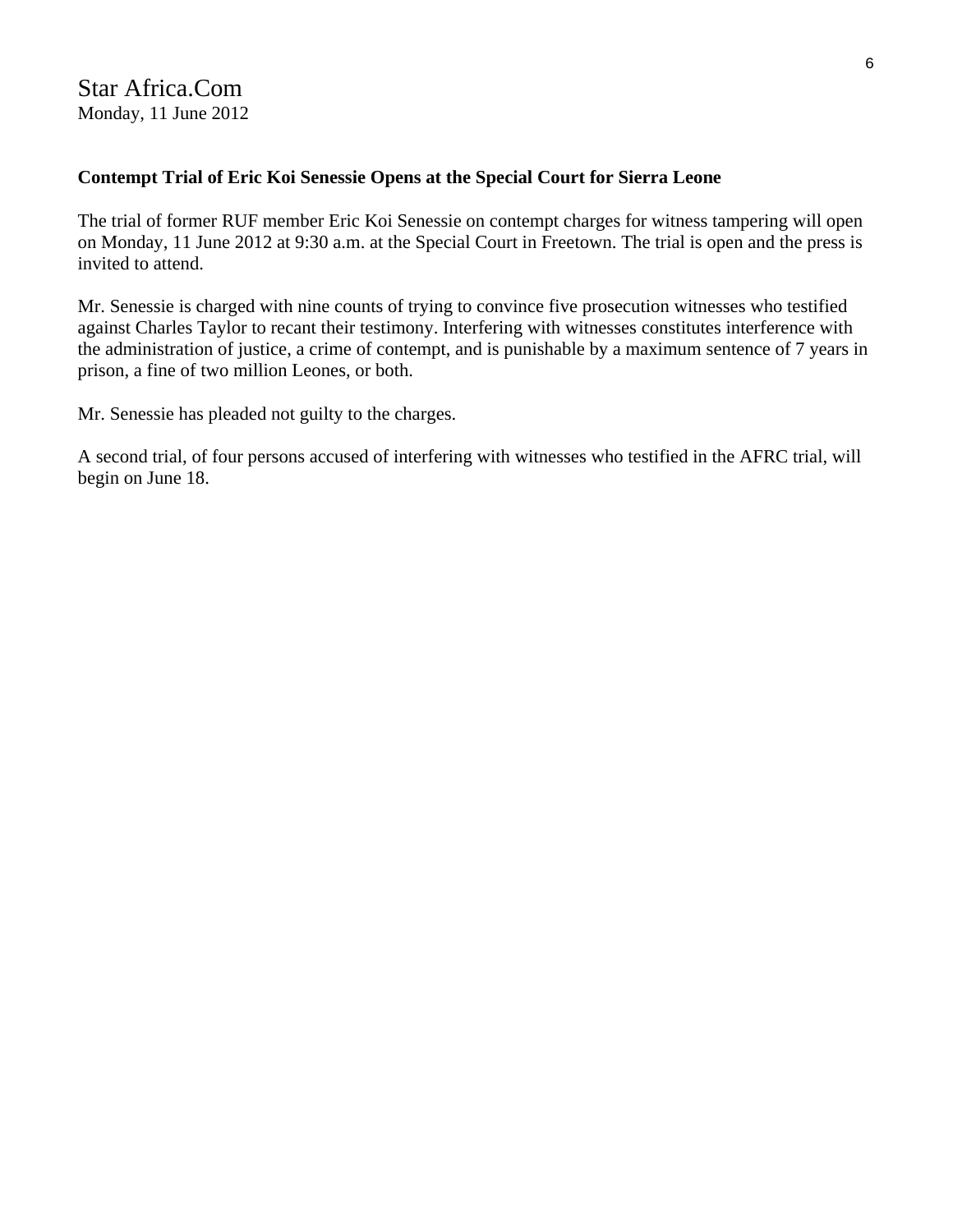Star Africa.Com
Monday, 11 June 2012

**Contempt Trial of Eric Koi Senessie Opens at the Special Court for Sierra Leone**

The trial of former RUF member Eric Koi Senessie on contempt charges for witness tampering will open on Monday, 11 June 2012 at 9:30 a.m. at the Special Court in Freetown. The trial is open and the press is invited to attend.

Mr. Senessie is charged with nine counts of trying to convince five prosecution witnesses who testified against Charles Taylor to recant their testimony. Interfering with witnesses constitutes interference with the administration of justice, a crime of contempt, and is punishable by a maximum sentence of 7 years in prison, a fine of two million Leones, or both.

Mr. Senessie has pleaded not guilty to the charges.

A second trial, of four persons accused of interfering with witnesses who testified in the AFRC trial, will begin on June 18.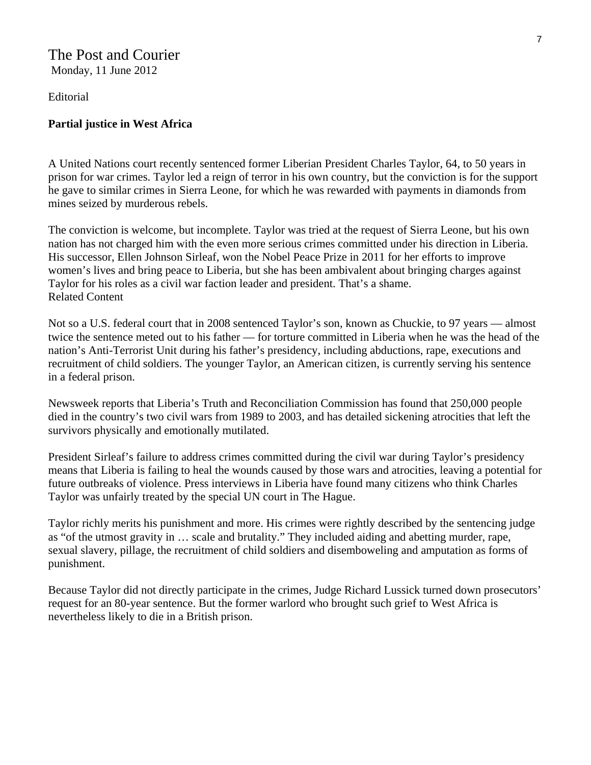The Post and Courier
Monday, 11 June 2012

Editorial

**Partial justice in West Africa**

A United Nations court recently sentenced former Liberian President Charles Taylor, 64, to 50 years in prison for war crimes. Taylor led a reign of terror in his own country, but the conviction is for the support he gave to similar crimes in Sierra Leone, for which he was rewarded with payments in diamonds from mines seized by murderous rebels.

The conviction is welcome, but incomplete. Taylor was tried at the request of Sierra Leone, but his own nation has not charged him with the even more serious crimes committed under his direction in Liberia. His successor, Ellen Johnson Sirleaf, won the Nobel Peace Prize in 2011 for her efforts to improve women's lives and bring peace to Liberia, but she has been ambivalent about bringing charges against Taylor for his roles as a civil war faction leader and president. That's a shame.
Related Content

Not so a U.S. federal court that in 2008 sentenced Taylor's son, known as Chuckie, to 97 years — almost twice the sentence meted out to his father — for torture committed in Liberia when he was the head of the nation's Anti-Terrorist Unit during his father's presidency, including abductions, rape, executions and recruitment of child soldiers. The younger Taylor, an American citizen, is currently serving his sentence in a federal prison.

Newsweek reports that Liberia's Truth and Reconciliation Commission has found that 250,000 people died in the country's two civil wars from 1989 to 2003, and has detailed sickening atrocities that left the survivors physically and emotionally mutilated.

President Sirleaf's failure to address crimes committed during the civil war during Taylor's presidency means that Liberia is failing to heal the wounds caused by those wars and atrocities, leaving a potential for future outbreaks of violence. Press interviews in Liberia have found many citizens who think Charles Taylor was unfairly treated by the special UN court in The Hague.

Taylor richly merits his punishment and more. His crimes were rightly described by the sentencing judge as "of the utmost gravity in … scale and brutality." They included aiding and abetting murder, rape, sexual slavery, pillage, the recruitment of child soldiers and disemboweling and amputation as forms of punishment.

Because Taylor did not directly participate in the crimes, Judge Richard Lussick turned down prosecutors' request for an 80-year sentence. But the former warlord who brought such grief to West Africa is nevertheless likely to die in a British prison.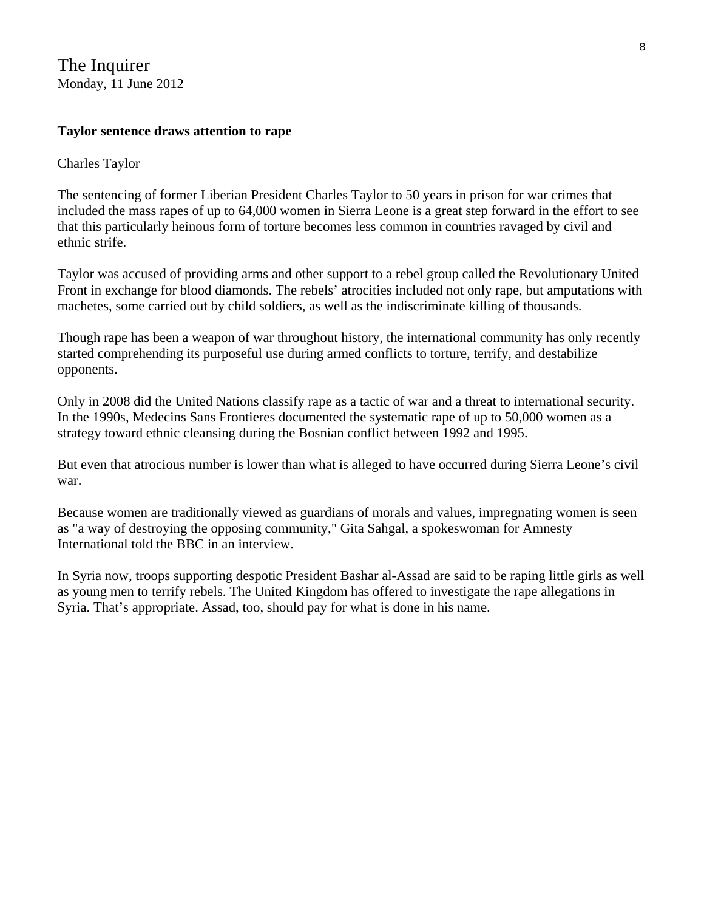The Inquirer
Monday, 11 June 2012

**Taylor sentence draws attention to rape**

Charles Taylor

The sentencing of former Liberian President Charles Taylor to 50 years in prison for war crimes that included the mass rapes of up to 64,000 women in Sierra Leone is a great step forward in the effort to see that this particularly heinous form of torture becomes less common in countries ravaged by civil and ethnic strife.

Taylor was accused of providing arms and other support to a rebel group called the Revolutionary United Front in exchange for blood diamonds. The rebels' atrocities included not only rape, but amputations with machetes, some carried out by child soldiers, as well as the indiscriminate killing of thousands.

Though rape has been a weapon of war throughout history, the international community has only recently started comprehending its purposeful use during armed conflicts to torture, terrify, and destabilize opponents.

Only in 2008 did the United Nations classify rape as a tactic of war and a threat to international security. In the 1990s, Medecins Sans Frontieres documented the systematic rape of up to 50,000 women as a strategy toward ethnic cleansing during the Bosnian conflict between 1992 and 1995.

But even that atrocious number is lower than what is alleged to have occurred during Sierra Leone's civil war.

Because women are traditionally viewed as guardians of morals and values, impregnating women is seen as "a way of destroying the opposing community," Gita Sahgal, a spokeswoman for Amnesty International told the BBC in an interview.

In Syria now, troops supporting despotic President Bashar al-Assad are said to be raping little girls as well as young men to terrify rebels. The United Kingdom has offered to investigate the rape allegations in Syria. That's appropriate. Assad, too, should pay for what is done in his name.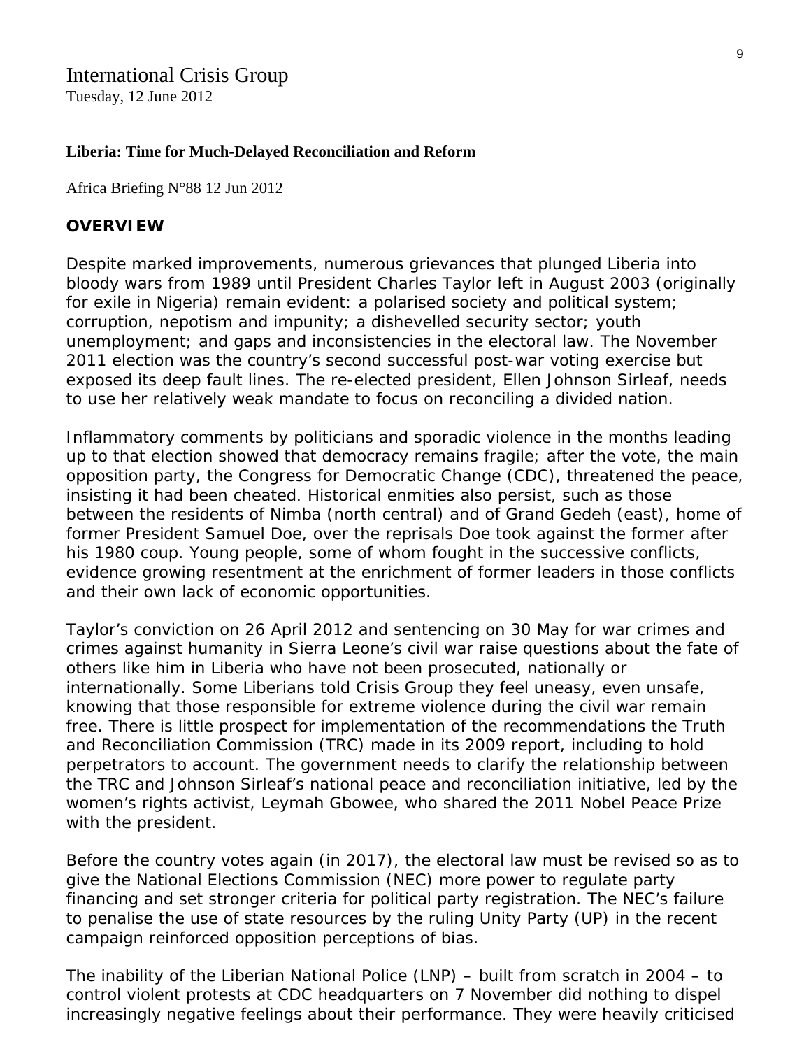International Crisis Group
Tuesday, 12 June 2012

**Liberia: Time for Much-Delayed Reconciliation and Reform**

Africa Briefing N°88 12 Jun 2012

**OVERVIEW**

Despite marked improvements, numerous grievances that plunged Liberia into bloody wars from 1989 until President Charles Taylor left in August 2003 (originally for exile in Nigeria) remain evident: a polarised society and political system; corruption, nepotism and impunity; a dishevelled security sector; youth unemployment; and gaps and inconsistencies in the electoral law. The November 2011 election was the country's second successful post-war voting exercise but exposed its deep fault lines. The re-elected president, Ellen Johnson Sirleaf, needs to use her relatively weak mandate to focus on reconciling a divided nation.

Inflammatory comments by politicians and sporadic violence in the months leading up to that election showed that democracy remains fragile; after the vote, the main opposition party, the Congress for Democratic Change (CDC), threatened the peace, insisting it had been cheated. Historical enmities also persist, such as those between the residents of Nimba (north central) and of Grand Gedeh (east), home of former President Samuel Doe, over the reprisals Doe took against the former after his 1980 coup. Young people, some of whom fought in the successive conflicts, evidence growing resentment at the enrichment of former leaders in those conflicts and their own lack of economic opportunities.

Taylor's conviction on 26 April 2012 and sentencing on 30 May for war crimes and crimes against humanity in Sierra Leone's civil war raise questions about the fate of others like him in Liberia who have not been prosecuted, nationally or internationally. Some Liberians told Crisis Group they feel uneasy, even unsafe, knowing that those responsible for extreme violence during the civil war remain free. There is little prospect for implementation of the recommendations the Truth and Reconciliation Commission (TRC) made in its 2009 report, including to hold perpetrators to account. The government needs to clarify the relationship between the TRC and Johnson Sirleaf's national peace and reconciliation initiative, led by the women's rights activist, Leymah Gbowee, who shared the 2011 Nobel Peace Prize with the president.

Before the country votes again (in 2017), the electoral law must be revised so as to give the National Elections Commission (NEC) more power to regulate party financing and set stronger criteria for political party registration. The NEC's failure to penalise the use of state resources by the ruling Unity Party (UP) in the recent campaign reinforced opposition perceptions of bias.

The inability of the Liberian National Police (LNP) – built from scratch in 2004 – to control violent protests at CDC headquarters on 7 November did nothing to dispel increasingly negative feelings about their performance. They were heavily criticised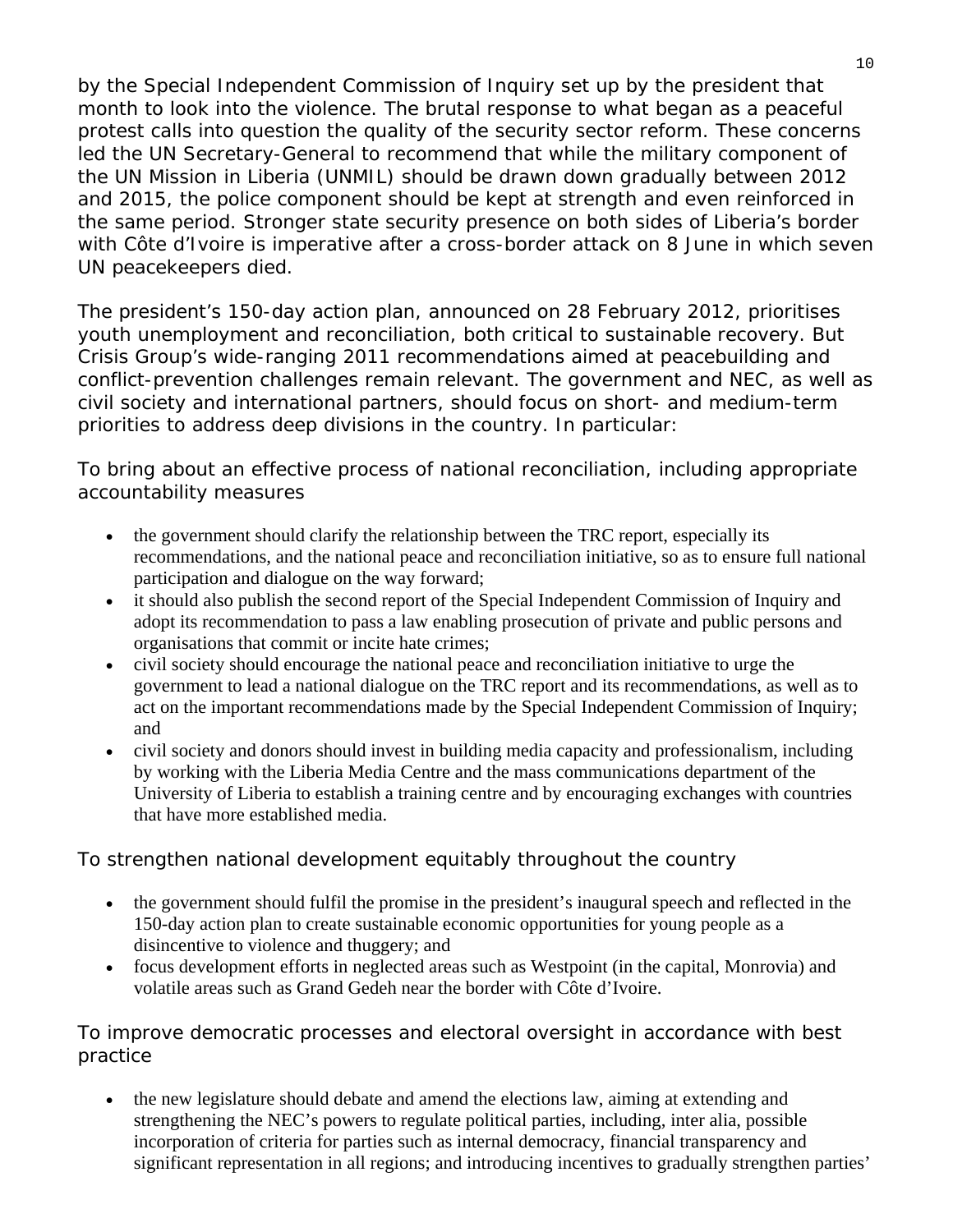by the Special Independent Commission of Inquiry set up by the president that month to look into the violence. The brutal response to what began as a peaceful protest calls into question the quality of the security sector reform. These concerns led the UN Secretary-General to recommend that while the military component of the UN Mission in Liberia (UNMIL) should be drawn down gradually between 2012 and 2015, the police component should be kept at strength and even reinforced in the same period. Stronger state security presence on both sides of Liberia's border with Côte d'Ivoire is imperative after a cross-border attack on 8 June in which seven UN peacekeepers died.

The president's 150-day action plan, announced on 28 February 2012, prioritises youth unemployment and reconciliation, both critical to sustainable recovery. But Crisis Group's wide-ranging 2011 recommendations aimed at peacebuilding and conflict-prevention challenges remain relevant. The government and NEC, as well as civil society and international partners, should focus on short- and medium-term priorities to address deep divisions in the country. In particular:

### To bring about an effective process of national reconciliation, including appropriate accountability measures

- the government should clarify the relationship between the TRC report, especially its recommendations, and the national peace and reconciliation initiative, so as to ensure full national participation and dialogue on the way forward;
- it should also publish the second report of the Special Independent Commission of Inquiry and adopt its recommendation to pass a law enabling prosecution of private and public persons and organisations that commit or incite hate crimes;
- civil society should encourage the national peace and reconciliation initiative to urge the government to lead a national dialogue on the TRC report and its recommendations, as well as to act on the important recommendations made by the Special Independent Commission of Inquiry; and
- civil society and donors should invest in building media capacity and professionalism, including by working with the Liberia Media Centre and the mass communications department of the University of Liberia to establish a training centre and by encouraging exchanges with countries that have more established media.

### To strengthen national development equitably throughout the country

- the government should fulfil the promise in the president's inaugural speech and reflected in the 150-day action plan to create sustainable economic opportunities for young people as a disincentive to violence and thuggery; and
- focus development efforts in neglected areas such as Westpoint (in the capital, Monrovia) and volatile areas such as Grand Gedeh near the border with Côte d'Ivoire.

### To improve democratic processes and electoral oversight in accordance with best practice

- the new legislature should debate and amend the elections law, aiming at extending and strengthening the NEC's powers to regulate political parties, including, inter alia, possible incorporation of criteria for parties such as internal democracy, financial transparency and significant representation in all regions; and introducing incentives to gradually strengthen parties'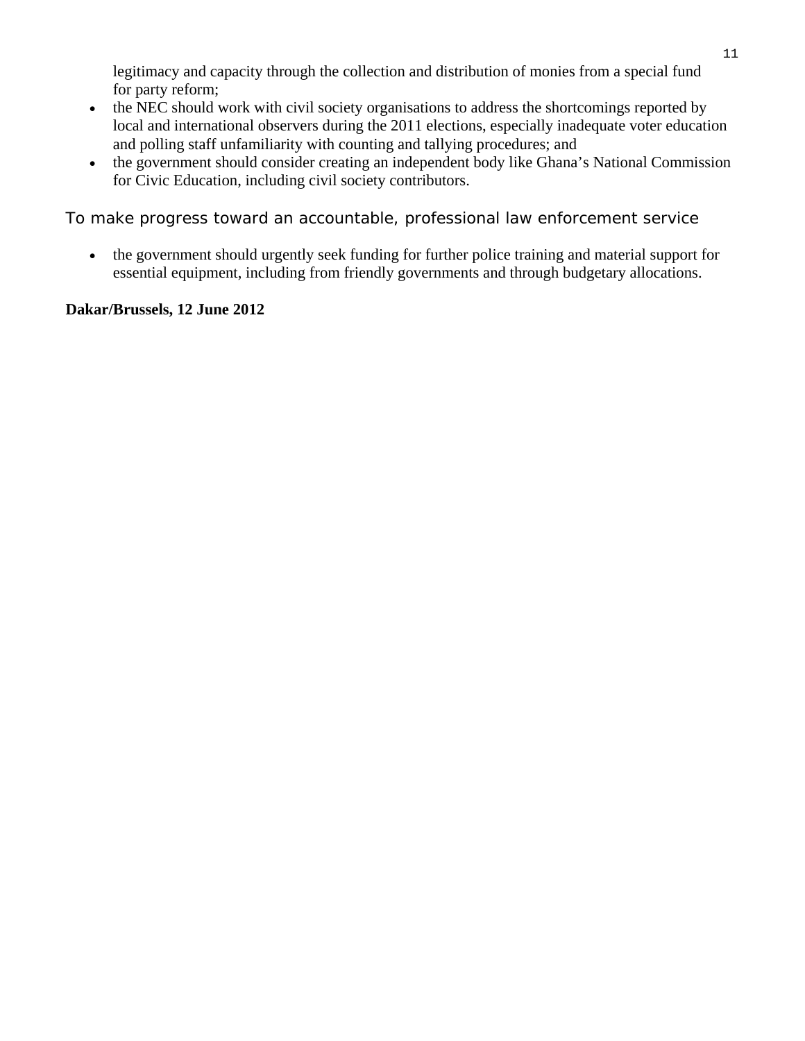legitimacy and capacity through the collection and distribution of monies from a special fund for party reform;

- the NEC should work with civil society organisations to address the shortcomings reported by local and international observers during the 2011 elections, especially inadequate voter education and polling staff unfamiliarity with counting and tallying procedures; and
- the government should consider creating an independent body like Ghana's National Commission for Civic Education, including civil society contributors.

### To make progress toward an accountable, professional law enforcement service

- the government should urgently seek funding for further police training and material support for essential equipment, including from friendly governments and through budgetary allocations.

**Dakar/Brussels, 12 June 2012**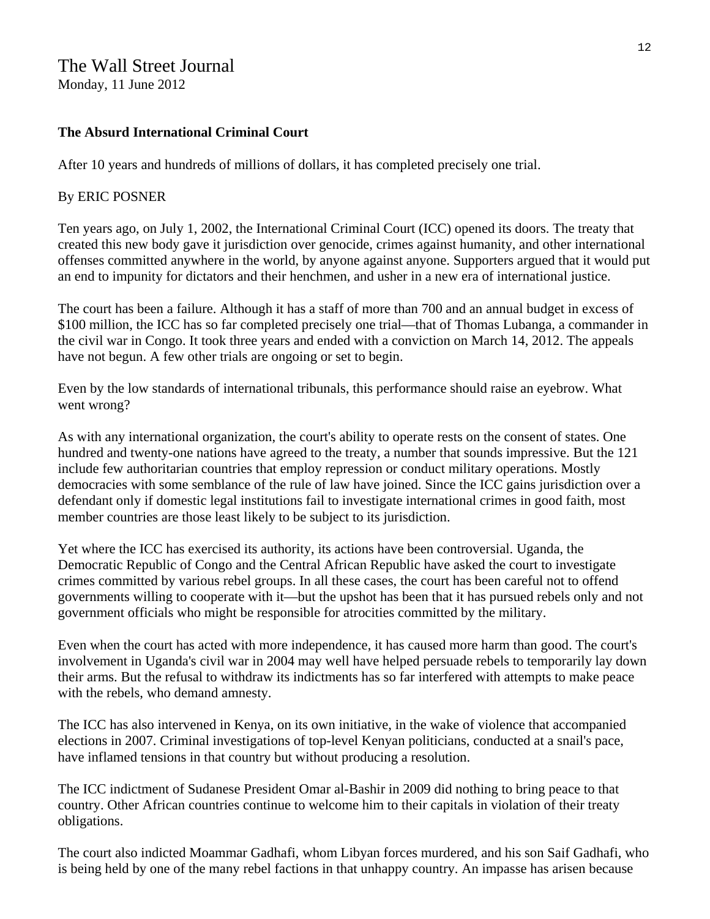The Wall Street Journal
Monday, 11 June 2012

**The Absurd International Criminal Court**

After 10 years and hundreds of millions of dollars, it has completed precisely one trial.

By ERIC POSNER

Ten years ago, on July 1, 2002, the International Criminal Court (ICC) opened its doors. The treaty that created this new body gave it jurisdiction over genocide, crimes against humanity, and other international offenses committed anywhere in the world, by anyone against anyone. Supporters argued that it would put an end to impunity for dictators and their henchmen, and usher in a new era of international justice.

The court has been a failure. Although it has a staff of more than 700 and an annual budget in excess of $100 million, the ICC has so far completed precisely one trial—that of Thomas Lubanga, a commander in the civil war in Congo. It took three years and ended with a conviction on March 14, 2012. The appeals have not begun. A few other trials are ongoing or set to begin.

Even by the low standards of international tribunals, this performance should raise an eyebrow. What went wrong?

As with any international organization, the court's ability to operate rests on the consent of states. One hundred and twenty-one nations have agreed to the treaty, a number that sounds impressive. But the 121 include few authoritarian countries that employ repression or conduct military operations. Mostly democracies with some semblance of the rule of law have joined. Since the ICC gains jurisdiction over a defendant only if domestic legal institutions fail to investigate international crimes in good faith, most member countries are those least likely to be subject to its jurisdiction.

Yet where the ICC has exercised its authority, its actions have been controversial. Uganda, the Democratic Republic of Congo and the Central African Republic have asked the court to investigate crimes committed by various rebel groups. In all these cases, the court has been careful not to offend governments willing to cooperate with it—but the upshot has been that it has pursued rebels only and not government officials who might be responsible for atrocities committed by the military.

Even when the court has acted with more independence, it has caused more harm than good. The court's involvement in Uganda's civil war in 2004 may well have helped persuade rebels to temporarily lay down their arms. But the refusal to withdraw its indictments has so far interfered with attempts to make peace with the rebels, who demand amnesty.

The ICC has also intervened in Kenya, on its own initiative, in the wake of violence that accompanied elections in 2007. Criminal investigations of top-level Kenyan politicians, conducted at a snail's pace, have inflamed tensions in that country but without producing a resolution.

The ICC indictment of Sudanese President Omar al-Bashir in 2009 did nothing to bring peace to that country. Other African countries continue to welcome him to their capitals in violation of their treaty obligations.

The court also indicted Moammar Gadhafi, whom Libyan forces murdered, and his son Saif Gadhafi, who is being held by one of the many rebel factions in that unhappy country. An impasse has arisen because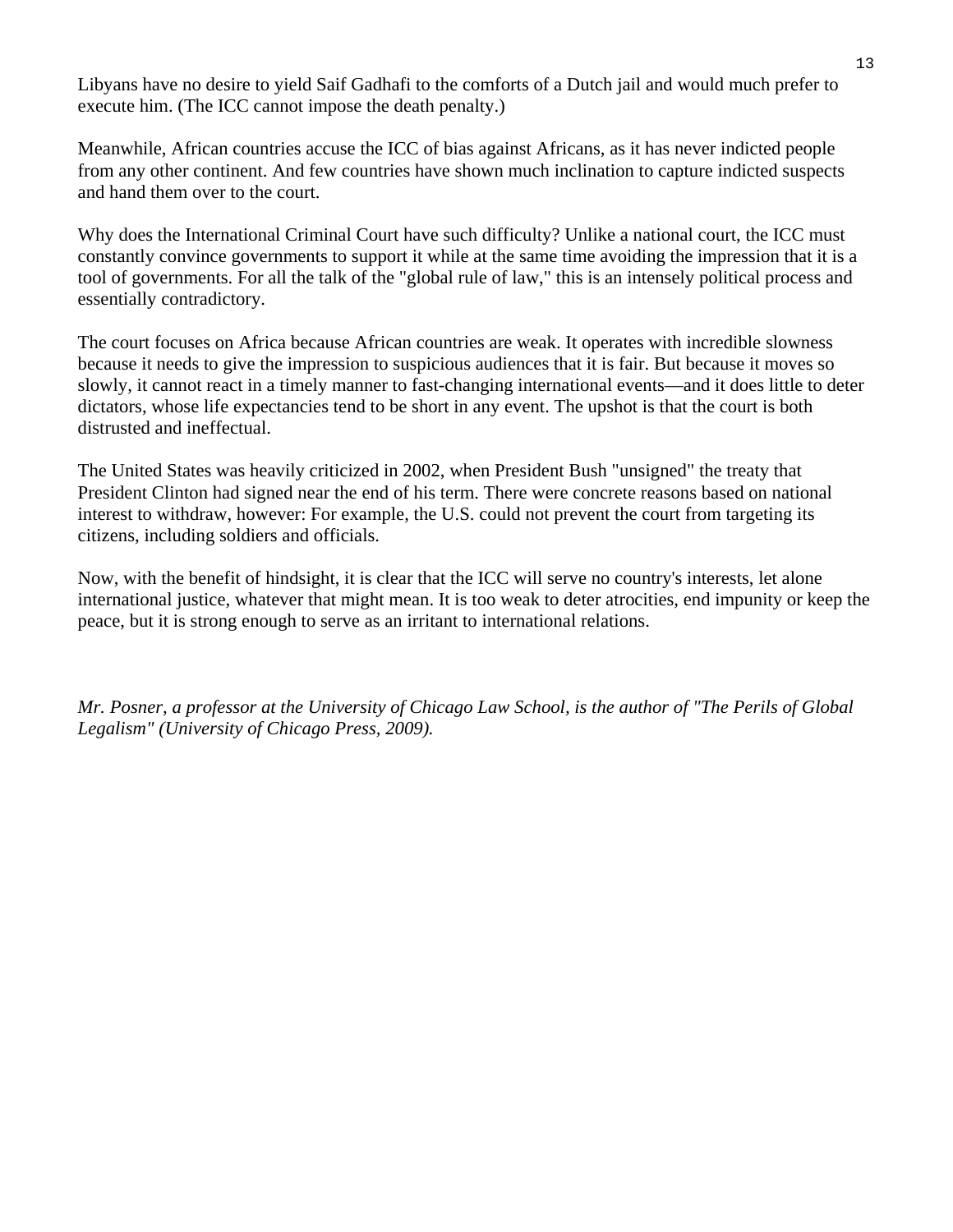Libyans have no desire to yield Saif Gadhafi to the comforts of a Dutch jail and would much prefer to execute him. (The ICC cannot impose the death penalty.)

Meanwhile, African countries accuse the ICC of bias against Africans, as it has never indicted people from any other continent. And few countries have shown much inclination to capture indicted suspects and hand them over to the court.

Why does the International Criminal Court have such difficulty? Unlike a national court, the ICC must constantly convince governments to support it while at the same time avoiding the impression that it is a tool of governments. For all the talk of the "global rule of law," this is an intensely political process and essentially contradictory.

The court focuses on Africa because African countries are weak. It operates with incredible slowness because it needs to give the impression to suspicious audiences that it is fair. But because it moves so slowly, it cannot react in a timely manner to fast-changing international events—and it does little to deter dictators, whose life expectancies tend to be short in any event. The upshot is that the court is both distrusted and ineffectual.

The United States was heavily criticized in 2002, when President Bush "unsigned" the treaty that President Clinton had signed near the end of his term. There were concrete reasons based on national interest to withdraw, however: For example, the U.S. could not prevent the court from targeting its citizens, including soldiers and officials.

Now, with the benefit of hindsight, it is clear that the ICC will serve no country's interests, let alone international justice, whatever that might mean. It is too weak to deter atrocities, end impunity or keep the peace, but it is strong enough to serve as an irritant to international relations.

*Mr. Posner, a professor at the University of Chicago Law School, is the author of "The Perils of Global Legalism" (University of Chicago Press, 2009).*